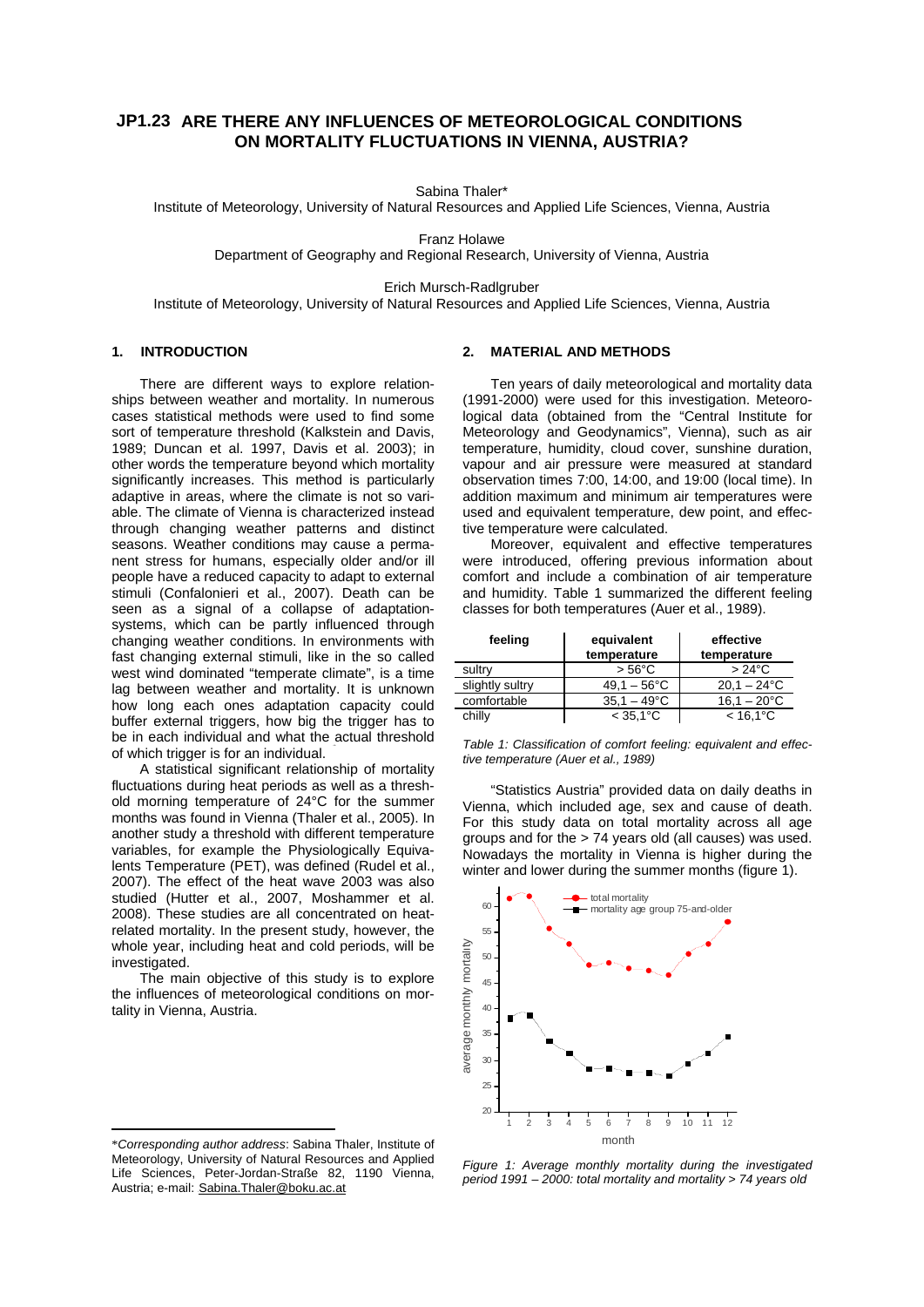# JP1.23 ARE THERE ANY INFLUENCES OF METEOROLOGICAL CONDITIONS ON MORTALITY FLUCTUATIONS IN VIENNA, AUSTRIA?

Sabina Thaler*
Institute of Meteorology, University of Natural Resources and Applied Life Sciences, Vienna, Austria

Franz Holawe
Department of Geography and Regional Research, University of Vienna, Austria

Erich Mursch-Radlgruber
Institute of Meteorology, University of Natural Resources and Applied Life Sciences, Vienna, Austria

## 1. INTRODUCTION

There are different ways to explore relationships between weather and mortality. In numerous cases statistical methods were used to find some sort of temperature threshold (Kalkstein and Davis, 1989; Duncan et al. 1997, Davis et al. 2003); in other words the temperature beyond which mortality significantly increases. This method is particularly adaptive in areas, where the climate is not so variable. The climate of Vienna is characterized instead through changing weather patterns and distinct seasons. Weather conditions may cause a permanent stress for humans, especially older and/or ill people have a reduced capacity to adapt to external stimuli (Confalonieri et al., 2007). Death can be seen as a signal of a collapse of adaptation-systems, which can be partly influenced through changing weather conditions. In environments with fast changing external stimuli, like in the so called west wind dominated "temperate climate", is a time lag between weather and mortality. It is unknown how long each ones adaptation capacity could buffer external triggers, how big the trigger has to be in each individual and what the actual threshold of which trigger is for an individual.

A statistical significant relationship of mortality fluctuations during heat periods as well as a threshold morning temperature of 24°C for the summer months was found in Vienna (Thaler et al., 2005). In another study a threshold with different temperature variables, for example the Physiologically Equivalents Temperature (PET), was defined (Rudel et al., 2007). The effect of the heat wave 2003 was also studied (Hutter et al., 2007, Moshammer et al. 2008). These studies are all concentrated on heat-related mortality. In the present study, however, the whole year, including heat and cold periods, will be investigated.

The main objective of this study is to explore the influences of meteorological conditions on mortality in Vienna, Austria.

\**Corresponding author address*: Sabina Thaler, Institute of Meteorology, University of Natural Resources and Applied Life Sciences, Peter-Jordan-Straße 82, 1190 Vienna, Austria; e-mail: Sabina.Thaler@boku.ac.at

## 2. MATERIAL AND METHODS

Ten years of daily meteorological and mortality data (1991-2000) were used for this investigation. Meteorological data (obtained from the "Central Institute for Meteorology and Geodynamics", Vienna), such as air temperature, humidity, cloud cover, sunshine duration, vapour and air pressure were measured at standard observation times 7:00, 14:00, and 19:00 (local time). In addition maximum and minimum air temperatures were used and equivalent temperature, dew point, and effective temperature were calculated.

Moreover, equivalent and effective temperatures were introduced, offering previous information about comfort and include a combination of air temperature and humidity. Table 1 summarized the different feeling classes for both temperatures (Auer et al., 1989).

| feeling | equivalent temperature | effective temperature |
|---|---|---|
| sultry | > 56°C | > 24°C |
| slightly sultry | 49,1 – 56°C | 20,1 – 24°C |
| comfortable | 35,1 – 49°C | 16,1 – 20°C |
| chilly | < 35,1°C | < 16,1°C |

*Table 1: Classification of comfort feeling: equivalent and effective temperature (Auer et al., 1989)*

"Statistics Austria" provided data on daily deaths in Vienna, which included age, sex and cause of death. For this study data on total mortality across all age groups and for the > 74 years old (all causes) was used. Nowadays the mortality in Vienna is higher during the winter and lower during the summer months (figure 1).

*Figure 1: Average monthly mortality during the investigated period 1991 – 2000: total mortality and mortality > 74 years old*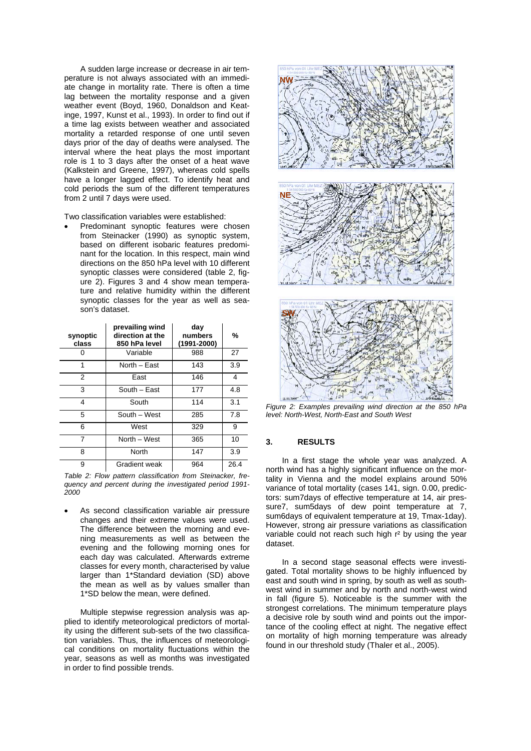A sudden large increase or decrease in air temperature is not always associated with an immediate change in mortality rate. There is often a time lag between the mortality response and a given weather event (Boyd, 1960, Donaldson and Keatinge, 1997, Kunst et al., 1993). In order to find out if a time lag exists between weather and associated mortality a retarded response of one until seven days prior of the day of deaths were analysed. The interval where the heat plays the most important role is 1 to 3 days after the onset of a heat wave (Kalkstein and Greene, 1997), whereas cold spells have a longer lagged effect. To identify heat and cold periods the sum of the different temperatures from 2 until 7 days were used.

Two classification variables were established:

- Predominant synoptic features were chosen from Steinacker (1990) as synoptic system, based on different isobaric features predominant for the location. In this respect, main wind directions on the 850 hPa level with 10 different synoptic classes were considered (table 2, figure 2). Figures 3 and 4 show mean temperature and relative humidity within the different synoptic classes for the year as well as season's dataset.

| synoptic class | prevailing wind direction at the 850 hPa level | day numbers (1991-2000) | % |
|---|---|---|---|
| 0 | Variable | 988 | 27 |
| 1 | North – East | 143 | 3.9 |
| 2 | East | 146 | 4 |
| 3 | South – East | 177 | 4.8 |
| 4 | South | 114 | 3.1 |
| 5 | South – West | 285 | 7.8 |
| 6 | West | 329 | 9 |
| 7 | North – West | 365 | 10 |
| 8 | North | 147 | 3.9 |
| 9 | Gradient weak | 964 | 26.4 |

*Table 2: Flow pattern classification from Steinacker, frequency and percent during the investigated period 1991-2000*

- As second classification variable air pressure changes and their extreme values were used. The difference between the morning and evening measurements as well as between the evening and the following morning ones for each day was calculated. Afterwards extreme classes for every month, characterised by value larger than 1*Standard deviation (SD) above the mean as well as by values smaller than 1*SD below the mean, were defined.

Multiple stepwise regression analysis was applied to identify meteorological predictors of mortality using the different sub-sets of the two classification variables. Thus, the influences of meteorological conditions on mortality fluctuations within the year, seasons as well as months was investigated in order to find possible trends.

*Figure 2: Examples prevailing wind direction at the 850 hPa level: North-West, North-East and South West*

## 3. RESULTS

In a first stage the whole year was analyzed. A north wind has a highly significant influence on the mortality in Vienna and the model explains around 50% variance of total mortality (cases 141, sign. 0.00, predictors: sum7days of effective temperature at 14, air pressure7, sum5days of dew point temperature at 7, sum6days of equivalent temperature at 19, Tmax-1day). However, strong air pressure variations as classification variable could not reach such high $r^2$ by using the year dataset.

In a second stage seasonal effects were investigated. Total mortality shows to be highly influenced by east and south wind in spring, by south as well as southwest wind in summer and by north and north-west wind in fall (figure 5). Noticeable is the summer with the strongest correlations. The minimum temperature plays a decisive role by south wind and points out the importance of the cooling effect at night. The negative effect on mortality of high morning temperature was already found in our threshold study (Thaler et al., 2005).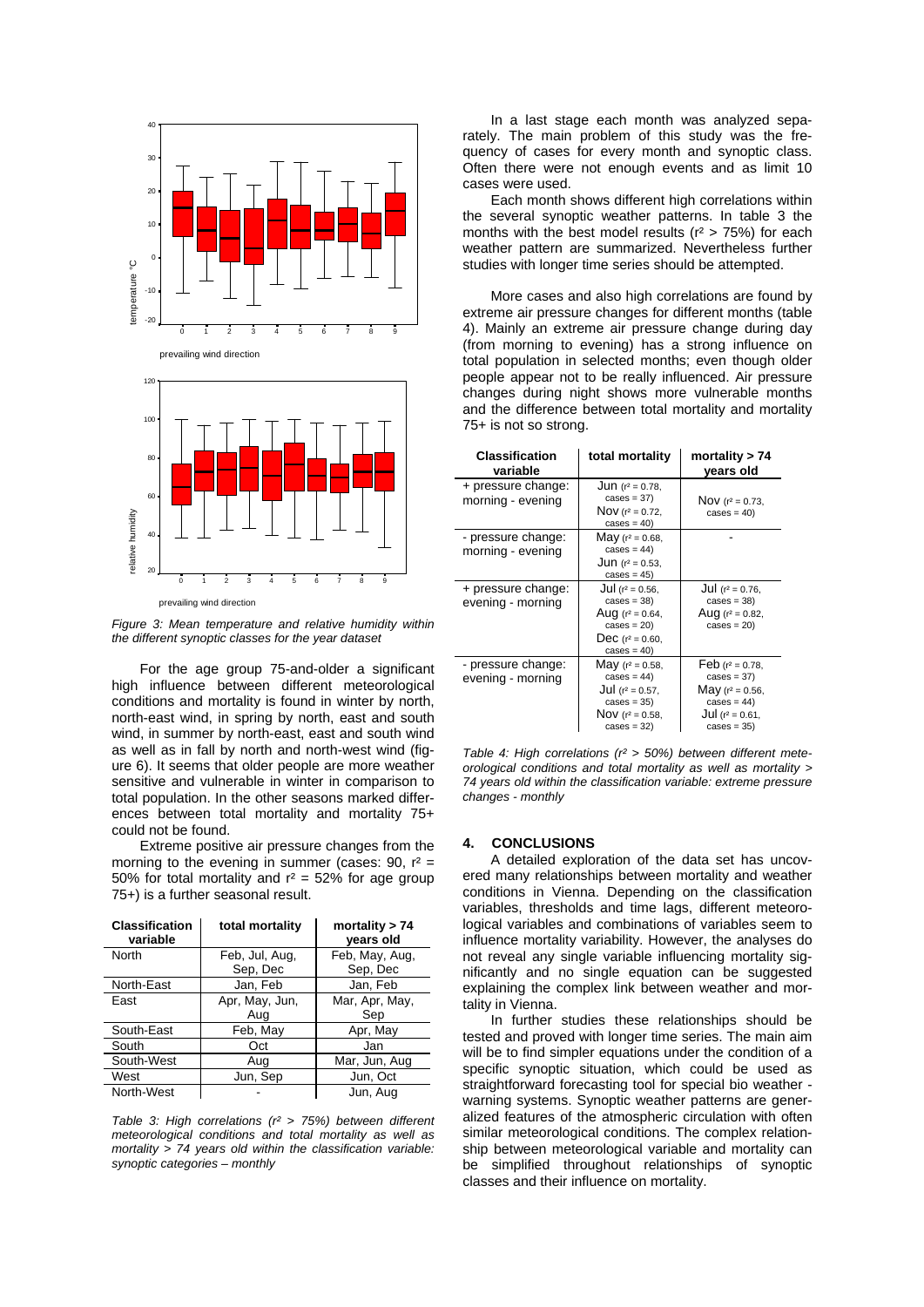*Figure 3: Mean temperature and relative humidity within the different synoptic classes for the year dataset*

For the age group 75-and-older a significant high influence between different meteorological conditions and mortality is found in winter by north, north-east wind, in spring by north, east and south wind, in summer by north-east, east and south wind as well as in fall by north and north-west wind (figure 6). It seems that older people are more weather sensitive and vulnerable in winter in comparison to total population. In the other seasons marked differences between total mortality and mortality 75+ could not be found.

Extreme positive air pressure changes from the morning to the evening in summer (cases: 90, $r^2$ = 50% for total mortality and $r^2$ = 52% for age group 75+) is a further seasonal result.

| Classification variable | total mortality | mortality > 74 years old |
|---|---|---|
| North | Feb, Jul, Aug, Sep, Dec | Feb, May, Aug, Sep, Dec |
| North-East | Jan, Feb | Jan, Feb |
| East | Apr, May, Jun, Aug | Mar, Apr, May, Sep |
| South-East | Feb, May | Apr, May |
| South | Oct | Jan |
| South-West | Aug | Mar, Jun, Aug |
| West | Jun, Sep | Jun, Oct |
| North-West | - | Jun, Aug |

*Table 3: High correlations ($r^2$ > 75%) between different meteorological conditions and total mortality as well as mortality > 74 years old within the classification variable: synoptic categories – monthly*

In a last stage each month was analyzed separately. The main problem of this study was the frequency of cases for every month and synoptic class. Often there were not enough events and as limit 10 cases were used.

Each month shows different high correlations within the several synoptic weather patterns. In table 3 the months with the best model results ($r^2$ > 75%) for each weather pattern are summarized. Nevertheless further studies with longer time series should be attempted.

More cases and also high correlations are found by extreme air pressure changes for different months (table 4). Mainly an extreme air pressure change during day (from morning to evening) has a strong influence on total population in selected months; even though older people appear not to be really influenced. Air pressure changes during night shows more vulnerable months and the difference between total mortality and mortality 75+ is not so strong.

| Classification variable | total mortality | mortality > 74 years old |
|---|---|---|
| + pressure change: morning - evening | Jun ($r^2$ = 0.78, cases = 37) Nov ($r^2$ = 0.72, cases = 40) | Nov ($r^2$ = 0.73, cases = 40) |
| - pressure change: morning - evening | May ($r^2$ = 0.68, cases = 44) Jun ($r^2$ = 0.53, cases = 45) | - |
| + pressure change: evening - morning | Jul ($r^2$ = 0.56, cases = 38) Aug ($r^2$ = 0.64, cases = 20) Dec ($r^2$ = 0.60, cases = 40) | Jul ($r^2$ = 0.76, cases = 38) Aug ($r^2$ = 0.82, cases = 20) |
| - pressure change: evening - morning | May ($r^2$ = 0.58, cases = 44) Jul ($r^2$ = 0.57, cases = 35) Nov ($r^2$ = 0.58, cases = 32) | Feb ($r^2$ = 0.78, cases = 37) May ($r^2$ = 0.56, cases = 44) Jul ($r^2$ = 0.61, cases = 35) |

*Table 4: High correlations ($r^2$ > 50%) between different meteorological conditions and total mortality as well as mortality > 74 years old within the classification variable: extreme pressure changes - monthly*

## 4. CONCLUSIONS

A detailed exploration of the data set has uncovered many relationships between mortality and weather conditions in Vienna. Depending on the classification variables, thresholds and time lags, different meteorological variables and combinations of variables seem to influence mortality variability. However, the analyses do not reveal any single variable influencing mortality significantly and no single equation can be suggested explaining the complex link between weather and mortality in Vienna.

In further studies these relationships should be tested and proved with longer time series. The main aim will be to find simpler equations under the condition of a specific synoptic situation, which could be used as straightforward forecasting tool for special bio weather - warning systems. Synoptic weather patterns are generalized features of the atmospheric circulation with often similar meteorological conditions. The complex relationship between meteorological variable and mortality can be simplified throughout relationships of synoptic classes and their influence on mortality.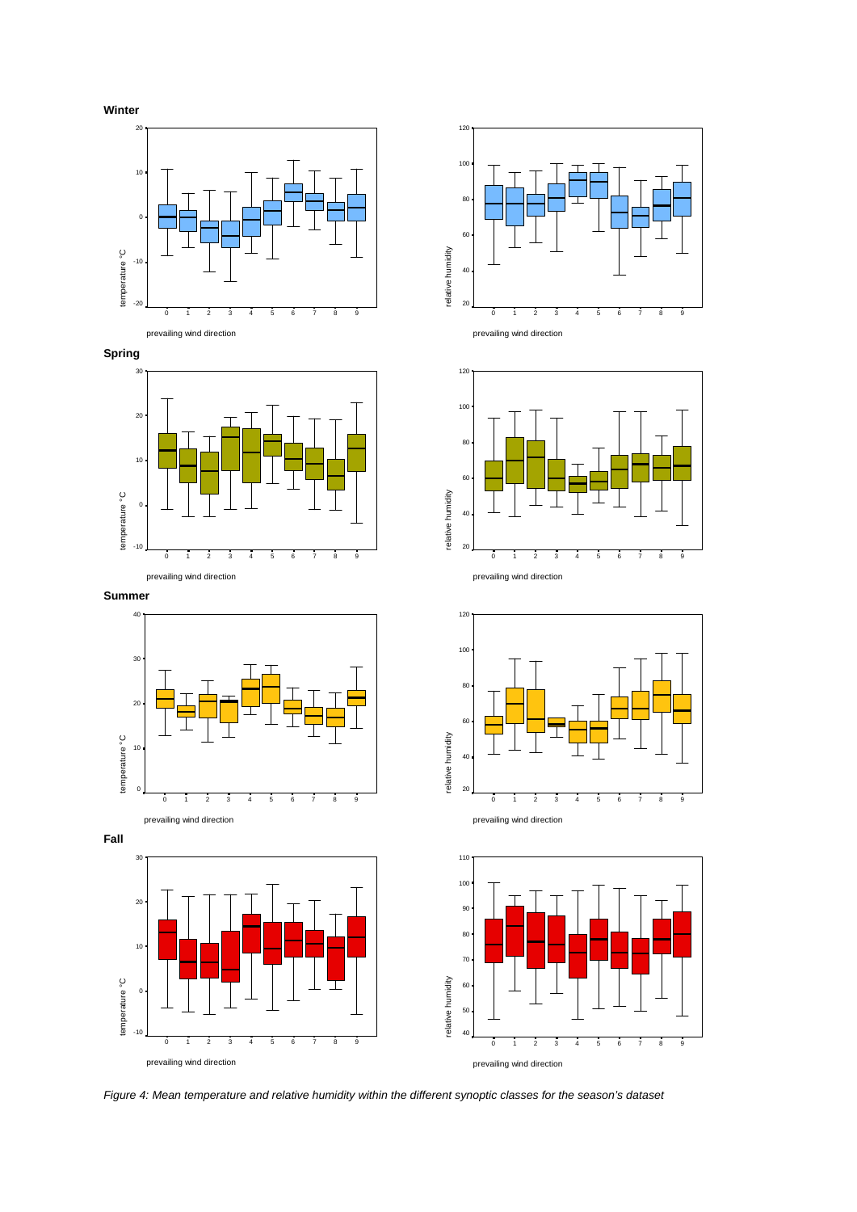**Winter**

**Spring**

**Summer**

**Fall**

*Figure 4: Mean temperature and relative humidity within the different synoptic classes for the season's dataset*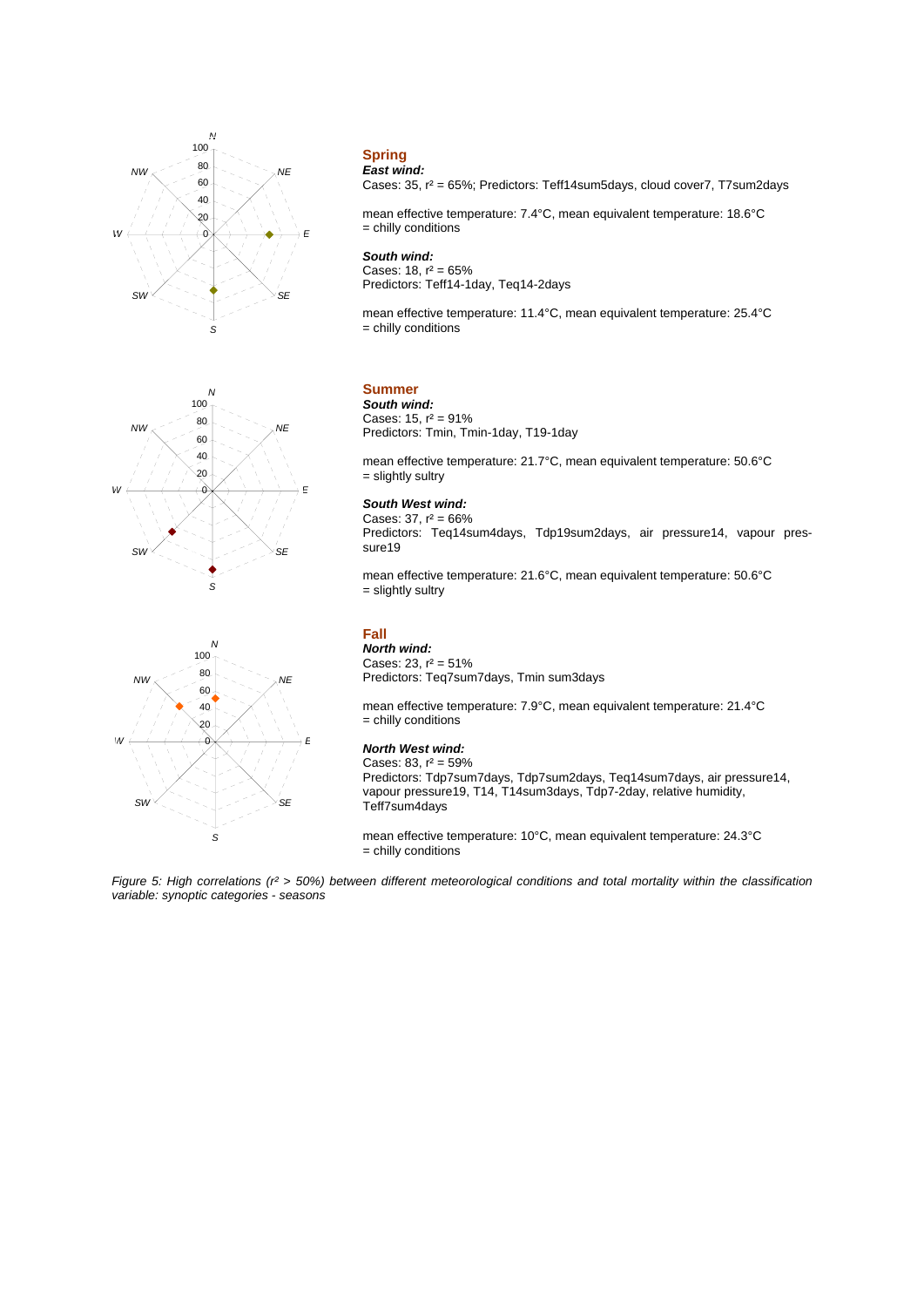**Spring**

***East wind:***
Cases: 35, $r^2$ = 65%; Predictors: Teff14sum5days, cloud cover7, T7sum2days

mean effective temperature: 7.4°C, mean equivalent temperature: 18.6°C
= chilly conditions

***South wind:***
Cases: 18, $r^2$ = 65%
Predictors: Teff14-1day, Teq14-2days

mean effective temperature: 11.4°C, mean equivalent temperature: 25.4°C
= chilly conditions

**Summer**

***South wind:***
Cases: 15, $r^2$ = 91%
Predictors: Tmin, Tmin-1day, T19-1day

mean effective temperature: 21.7°C, mean equivalent temperature: 50.6°C
= slightly sultry

***South West wind:***
Cases: 37, $r^2$ = 66%
Predictors: Teq14sum4days, Tdp19sum2days, air pressure14, vapour pressure19

mean effective temperature: 21.6°C, mean equivalent temperature: 50.6°C
= slightly sultry

**Fall**

***North wind:***
Cases: 23, $r^2$ = 51%
Predictors: Teq7sum7days, Tmin sum3days

mean effective temperature: 7.9°C, mean equivalent temperature: 21.4°C
= chilly conditions

***North West wind:***
Cases: 83, $r^2$ = 59%
Predictors: Tdp7sum7days, Tdp7sum2days, Teq14sum7days, air pressure14, vapour pressure19, T14, T14sum3days, Tdp7-2day, relative humidity, Teff7sum4days

mean effective temperature: 10°C, mean equivalent temperature: 24.3°C
= chilly conditions

*Figure 5: High correlations ($r^2$ > 50%) between different meteorological conditions and total mortality within the classification variable: synoptic categories - seasons*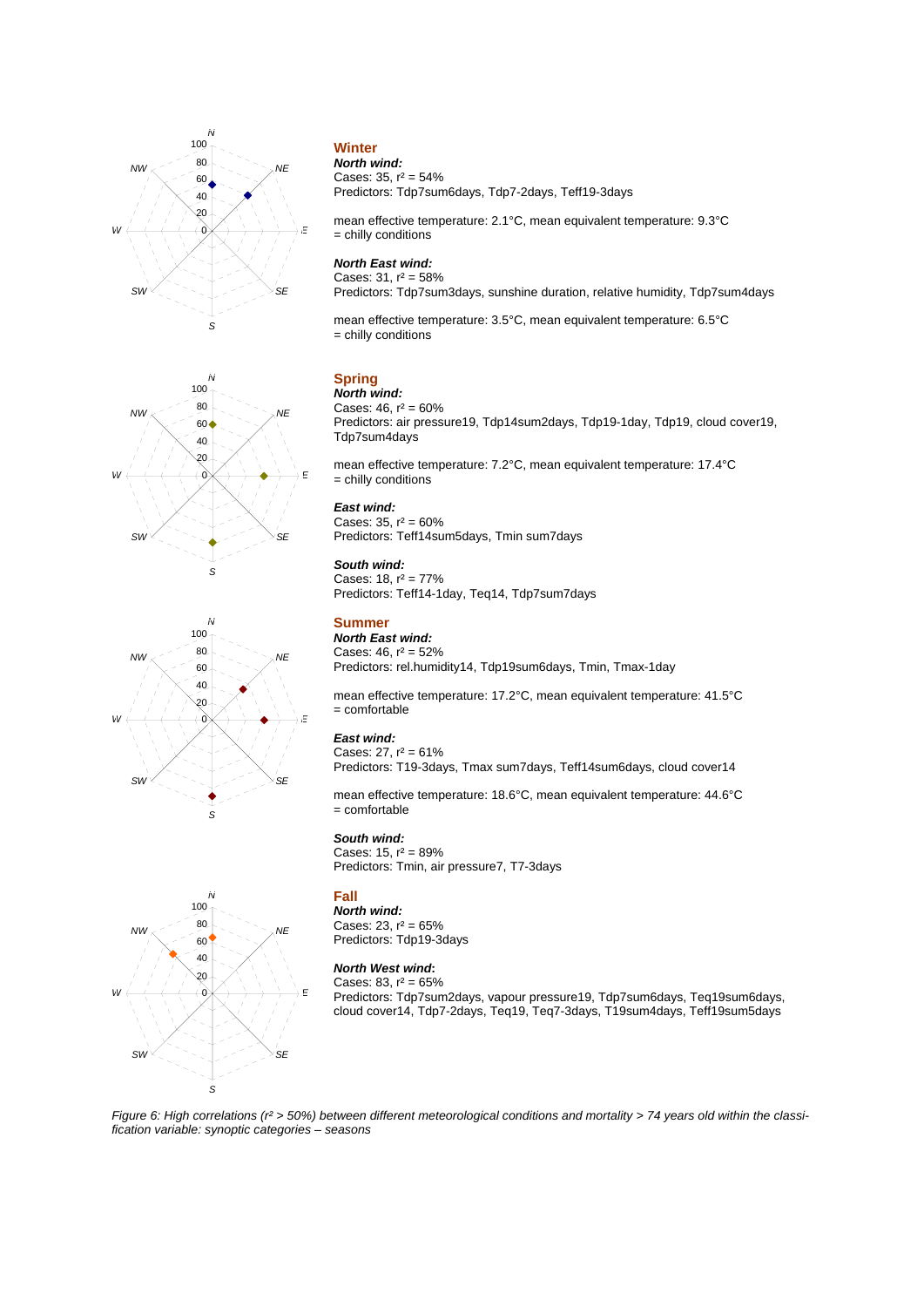### Winter

***North wind:***
Cases: 35, $r^2$ = 54%
Predictors: Tdp7sum6days, Tdp7-2days, Teff19-3days

mean effective temperature: 2.1°C, mean equivalent temperature: 9.3°C
= chilly conditions

***North East wind:***
Cases: 31, $r^2$ = 58%
Predictors: Tdp7sum3days, sunshine duration, relative humidity, Tdp7sum4days

mean effective temperature: 3.5°C, mean equivalent temperature: 6.5°C
= chilly conditions

### Spring

***North wind:***
Cases: 46, $r^2$ = 60%
Predictors: air pressure19, Tdp14sum2days, Tdp19-1day, Tdp19, cloud cover19, Tdp7sum4days

mean effective temperature: 7.2°C, mean equivalent temperature: 17.4°C
= chilly conditions

***East wind:***
Cases: 35, $r^2$ = 60%
Predictors: Teff14sum5days, Tmin sum7days

***South wind:***
Cases: 18, $r^2$ = 77%
Predictors: Teff14-1day, Teq14, Tdp7sum7days

### Summer

***North East wind:***
Cases: 46, $r^2$ = 52%
Predictors: rel.humidity14, Tdp19sum6days, Tmin, Tmax-1day

mean effective temperature: 17.2°C, mean equivalent temperature: 41.5°C
= comfortable

***East wind:***
Cases: 27, $r^2$ = 61%
Predictors: T19-3days, Tmax sum7days, Teff14sum6days, cloud cover14

mean effective temperature: 18.6°C, mean equivalent temperature: 44.6°C
= comfortable

***South wind:***
Cases: 15, $r^2$ = 89%
Predictors: Tmin, air pressure7, T7-3days

### Fall

***North wind:***
Cases: 23, $r^2$ = 65%
Predictors: Tdp19-3days

***North West wind:***
Cases: 83, $r^2$ = 65%
Predictors: Tdp7sum2days, vapour pressure19, Tdp7sum6days, Teq19sum6days, cloud cover14, Tdp7-2days, Teq19, Teq7-3days, T19sum4days, Teff19sum5days

*Figure 6: High correlations ($r^2$ > 50%) between different meteorological conditions and mortality > 74 years old within the classification variable: synoptic categories – seasons*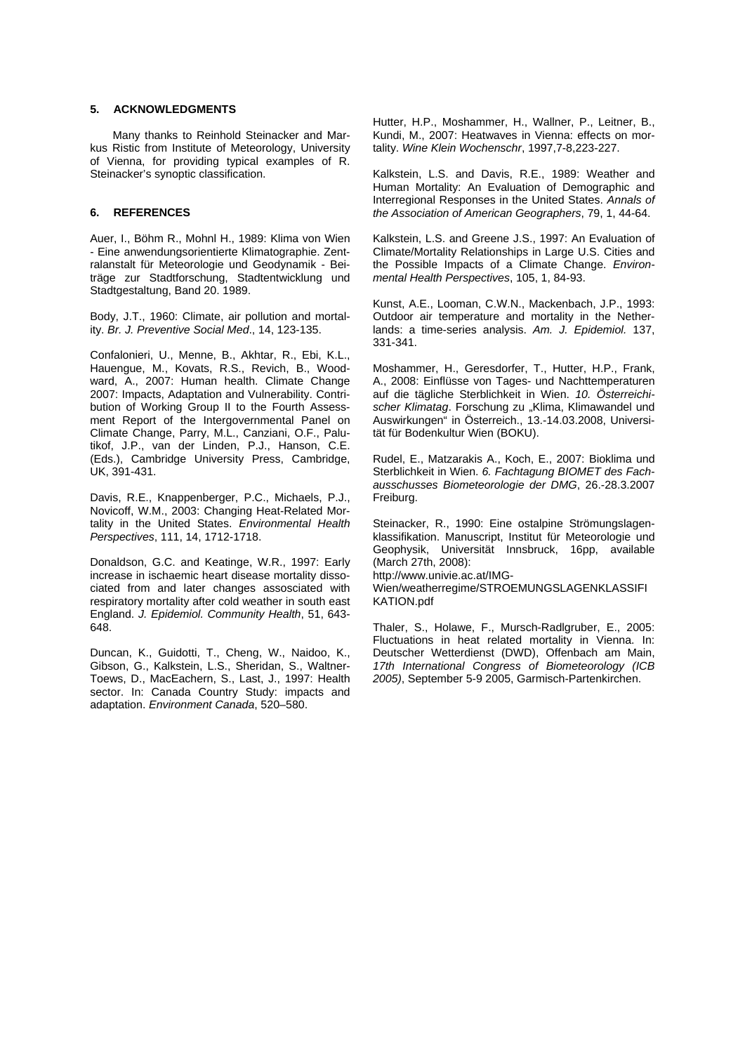## 5. ACKNOWLEDGMENTS

Many thanks to Reinhold Steinacker and Markus Ristic from Institute of Meteorology, University of Vienna, for providing typical examples of R. Steinacker's synoptic classification.

## 6. REFERENCES

Auer, I., Böhm R., Mohnl H., 1989: Klima von Wien - Eine anwendungsorientierte Klimatographie. Zentralanstalt für Meteorologie und Geodynamik - Beiträge zur Stadtforschung, Stadtentwicklung und Stadtgestaltung, Band 20. 1989.

Body, J.T., 1960: Climate, air pollution and mortality. *Br. J. Preventive Social Med*., 14, 123-135.

Confalonieri, U., Menne, B., Akhtar, R., Ebi, K.L., Hauenque, M., Kovats, R.S., Revich, B., Woodward, A., 2007: Human health. Climate Change 2007: Impacts, Adaptation and Vulnerability. Contribution of Working Group II to the Fourth Assessment Report of the Intergovernmental Panel on Climate Change, Parry, M.L., Canziani, O.F., Palutikof, J.P., van der Linden, P.J., Hanson, C.E. (Eds.), Cambridge University Press, Cambridge, UK, 391-431.

Davis, R.E., Knappenberger, P.C., Michaels, P.J., Novicoff, W.M., 2003: Changing Heat-Related Mortality in the United States. *Environmental Health Perspectives*, 111, 14, 1712-1718.

Donaldson, G.C. and Keatinge, W.R., 1997: Early increase in ischaemic heart disease mortality dissociated from and later changes assosciated with respiratory mortality after cold weather in south east England. *J. Epidemiol. Community Health*, 51, 643-648.

Duncan, K., Guidotti, T., Cheng, W., Naidoo, K., Gibson, G., Kalkstein, L.S., Sheridan, S., Waltner-Toews, D., MacEachern, S., Last, J., 1997: Health sector. In: Canada Country Study: impacts and adaptation. *Environment Canada*, 520–580.

Hutter, H.P., Moshammer, H., Wallner, P., Leitner, B., Kundi, M., 2007: Heatwaves in Vienna: effects on mortality. *Wine Klein Wochenschr*, 1997,7-8,223-227.

Kalkstein, L.S. and Davis, R.E., 1989: Weather and Human Mortality: An Evaluation of Demographic and Interregional Responses in the United States. *Annals of the Association of American Geographers*, 79, 1, 44-64.

Kalkstein, L.S. and Greene J.S., 1997: An Evaluation of Climate/Mortality Relationships in Large U.S. Cities and the Possible Impacts of a Climate Change. *Environmental Health Perspectives*, 105, 1, 84-93.

Kunst, A.E., Looman, C.W.N., Mackenbach, J.P., 1993: Outdoor air temperature and mortality in the Netherlands: a time-series analysis. *Am. J. Epidemiol.* 137, 331-341.

Moshammer, H., Geresdorfer, T., Hutter, H.P., Frank, A., 2008: Einflüsse von Tages- und Nachttemperaturen auf die tägliche Sterblichkeit in Wien. *10. Österreichischer Klimatag*. Forschung zu „Klima, Klimawandel und Auswirkungen" in Österreich., 13.-14.03.2008, Universität für Bodenkultur Wien (BOKU).

Rudel, E., Matzarakis A., Koch, E., 2007: Bioklima und Sterblichkeit in Wien. *6. Fachtagung BIOMET des Fachausschusses Biometeorologie der DMG*, 26.-28.3.2007 Freiburg.

Steinacker, R., 1990: Eine ostalpine Strömungslagenklassifikation. Manuscript, Institut für Meteorologie und Geophysik, Universität Innsbruck, 16pp, available (March 27th, 2008):
http://www.univie.ac.at/IMG-Wien/weatherregime/STROEMUNGSLAGENKLASSIFIKATION.pdf

Thaler, S., Holawe, F., Mursch-Radlgruber, E., 2005: Fluctuations in heat related mortality in Vienna. In: Deutscher Wetterdienst (DWD), Offenbach am Main, *17th International Congress of Biometeorology (ICB 2005)*, September 5-9 2005, Garmisch-Partenkirchen.